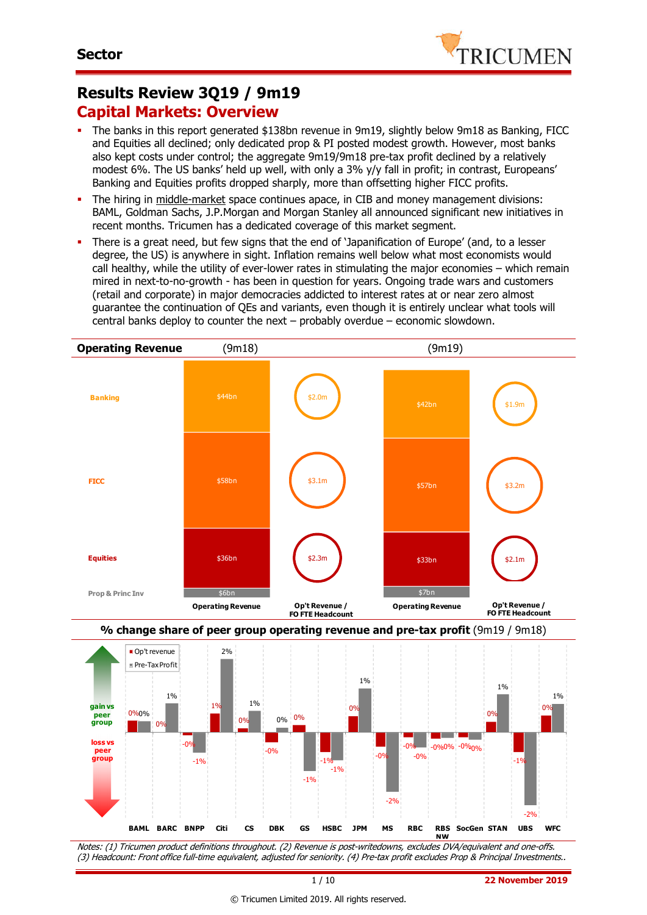Sector

# Results Review 3Q19 / 9m19

## Capital Markets: Overview

- The banks in this report generated $138bn revenue in 9m19, slightly below 9m18 as Banking, FICC and Equities all declined; only dedicated prop & PI posted modest growth. However, most banks also kept costs under control; the aggregate 9m19/9m18 pre-tax profit declined by a relatively modest 6%. The US banks' held up well, with only a 3% y/y fall in profit; in contrast, Europeans' Banking and Equities profits dropped sharply, more than offsetting higher FICC profits.
- The hiring in middle-market space continues apace, in CIB and money management divisions: BAML, Goldman Sachs, J.P.Morgan and Morgan Stanley all announced significant new initiatives in recent months. Tricumen has a dedicated coverage of this market segment.
- There is a great need, but few signs that the end of 'Japanification of Europe' (and, to a lesser degree, the US) is anywhere in sight. Inflation remains well below what most economists would call healthy, while the utility of ever-lower rates in stimulating the major economies – which remain mired in next-to-no-growth - has been in question for years. Ongoing trade wars and customers (retail and corporate) in major democracies addicted to interest rates at or near zero almost guarantee the continuation of QEs and variants, even though it is entirely unclear what tools will central banks deploy to counter the next – probably overdue – economic slowdown.

**Operating Revenue**

| | (9m18) Operating Revenue | (9m18) Op't Revenue / FO FTE Headcount | (9m19) Operating Revenue | (9m19) Op't Revenue / FO FTE Headcount |
|---|---|---|---|---|
| Banking | $44bn | $2.0m | $42bn | $1.9m |
| FICC | $58bn | $3.1m | $57bn | $3.2m |
| Equities | $36bn | $2.3m | $33bn | $2.1m |
| Prop & Princ Inv | $6bn | | $7bn | |

**% change share of peer group operating revenue and pre-tax profit** (9m19 / 9m18)

| | Op't revenue | Pre-Tax Profit |
|---|---|---|
| BAML | 0% | 0% |
| BARC | 0% | 1% |
| BNPP | -0% | -1% |
| Citi | 1% | 2% |
| CS | 0% | 1% |
| DBK | -0% | 0% |
| GS | 0% | -1% |
| HSBC | -1% | -1% |
| JPM | 0% | 1% |
| MS | -0% | -2% |
| RBC | -0% | -0% |
| RBS NW | -0% | 0% |
| SocGen | -0% | 0% |
| STAN | 0% | 1% |
| UBS | -1% | -2% |
| WFC | 0% | 1% |

*Notes: (1) Tricumen product definitions throughout. (2) Revenue is post-writedowns, excludes DVA/equivalent and one-offs. (3) Headcount: Front office full-time equivalent, adjusted for seniority. (4) Pre-tax profit excludes Prop & Principal Investments..*

22 November 2019

© Tricumen Limited 2019. All rights reserved.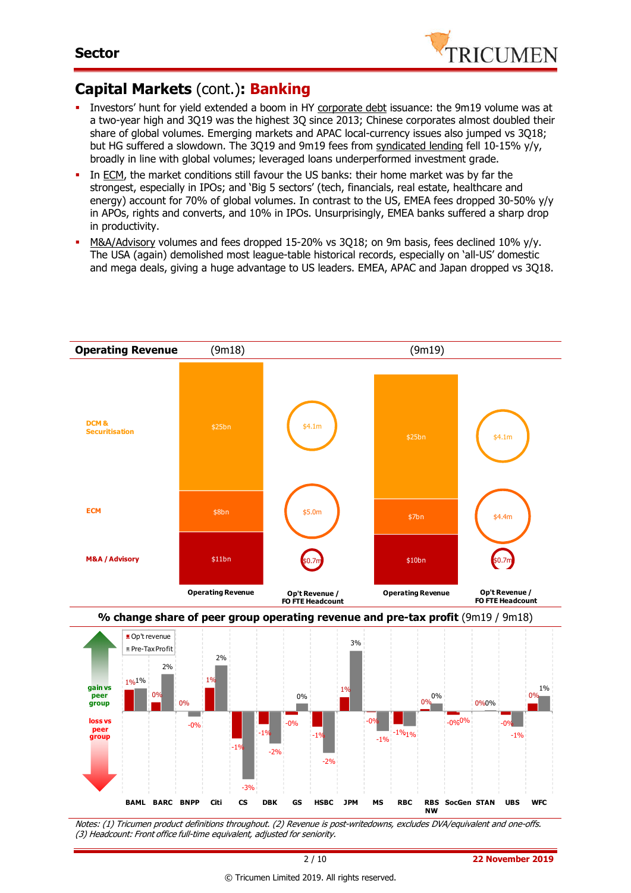## Capital Markets (cont.): **Banking**

- Investors' hunt for yield extended a boom in HY corporate debt issuance: the 9m19 volume was at a two-year high and 3Q19 was the highest 3Q since 2013; Chinese corporates almost doubled their share of global volumes. Emerging markets and APAC local-currency issues also jumped vs 3Q18; but HG suffered a slowdown. The 3Q19 and 9m19 fees from syndicated lending fell 10-15% y/y, broadly in line with global volumes; leveraged loans underperformed investment grade.
- In ECM, the market conditions still favour the US banks: their home market was by far the strongest, especially in IPOs; and 'Big 5 sectors' (tech, financials, real estate, healthcare and energy) account for 70% of global volumes. In contrast to the US, EMEA fees dropped 30-50% y/y in APOs, rights and converts, and 10% in IPOs. Unsurprisingly, EMEA banks suffered a sharp drop in productivity.
- M&A/Advisory volumes and fees dropped 15-20% vs 3Q18; on 9m basis, fees declined 10% y/y. The USA (again) demolished most league-table historical records, especially on 'all-US' domestic and mega deals, giving a huge advantage to US leaders. EMEA, APAC and Japan dropped vs 3Q18.

**Operating Revenue**

| | (9m18) Operating Revenue | (9m18) Op't Revenue / FO FTE Headcount | (9m19) Operating Revenue | (9m19) Op't Revenue / FO FTE Headcount |
|---|---|---|---|---|
| DCM & Securitisation | $25bn | $4.1m | $25bn | $4.1m |
| ECM | $8bn | $5.0m | $7bn | $4.4m |
| M&A / Advisory | $11bn | $0.7m | $10bn | $0.7m |

**% change share of peer group operating revenue and pre-tax profit** (9m19 / 9m18)

| | BAML | BARC | BNPP | Citi | CS | DBK | GS | HSBC | JPM | MS | RBC | RBS NW | SocGen | STAN | UBS | WFC |
|---|---|---|---|---|---|---|---|---|---|---|---|---|---|---|---|---|
| Op't revenue | 1% | 0% | 0% | 1% | -1% | -1% | -0% | -1% | 1% | -0% | -1% | 0% | -0% | 0% | -0% | 0% |
| Pre-Tax Profit | 1% | 2% | -0% | 2% | -3% | -2% | 0% | -2% | 3% | -1% | -1% | 0% | 0% | 0% | -1% | 1% |

*Notes: (1) Tricumen product definitions throughout. (2) Revenue is post-writedowns, excludes DVA/equivalent and one-offs. (3) Headcount: Front office full-time equivalent, adjusted for seniority.*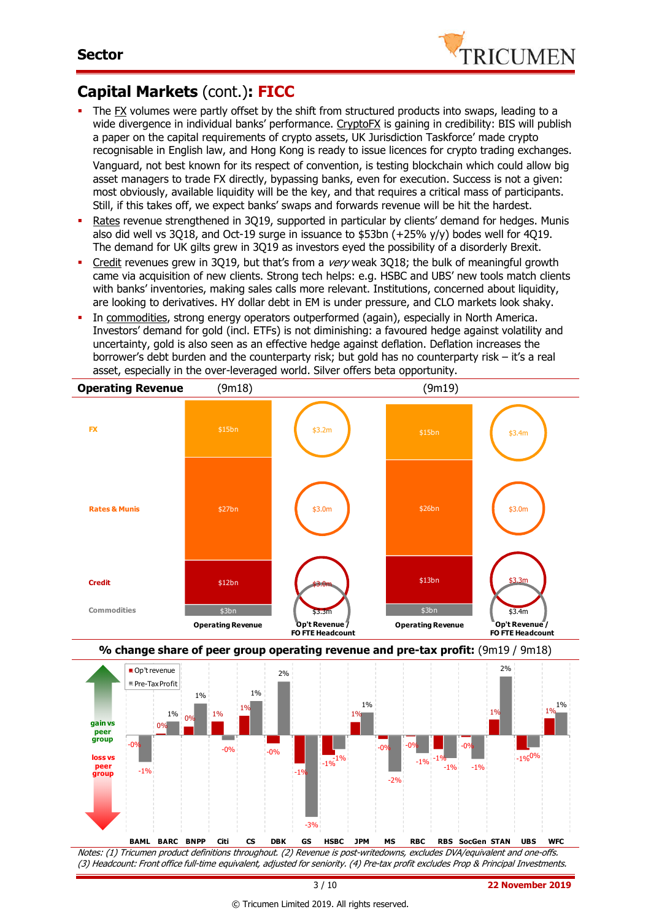## Sector

# Capital Markets (cont.): FICC

- The FX volumes were partly offset by the shift from structured products into swaps, leading to a wide divergence in individual banks' performance. CryptoFX is gaining in credibility: BIS will publish a paper on the capital requirements of crypto assets, UK Jurisdiction Taskforce' made crypto recognisable in English law, and Hong Kong is ready to issue licences for crypto trading exchanges. Vanguard, not best known for its respect of convention, is testing blockchain which could allow big asset managers to trade FX directly, bypassing banks, even for execution. Success is not a given: most obviously, available liquidity will be the key, and that requires a critical mass of participants. Still, if this takes off, we expect banks' swaps and forwards revenue will be hit the hardest.
- Rates revenue strengthened in 3Q19, supported in particular by clients' demand for hedges. Munis also did well vs 3Q18, and Oct-19 surge in issuance to \$53bn (+25% y/y) bodes well for 4Q19. The demand for UK gilts grew in 3Q19 as investors eyed the possibility of a disorderly Brexit.
- Credit revenues grew in 3Q19, but that's from a *very* weak 3Q18; the bulk of meaningful growth came via acquisition of new clients. Strong tech helps: e.g. HSBC and UBS' new tools match clients with banks' inventories, making sales calls more relevant. Institutions, concerned about liquidity, are looking to derivatives. HY dollar debt in EM is under pressure, and CLO markets look shaky.
- In commodities, strong energy operators outperformed (again), especially in North America. Investors' demand for gold (incl. ETFs) is not diminishing: a favoured hedge against volatility and uncertainty, gold is also seen as an effective hedge against deflation. Deflation increases the borrower's debt burden and the counterparty risk; but gold has no counterparty risk – it's a real asset, especially in the over-leveraged world. Silver offers beta opportunity.

**Operating Revenue**

| | Operating Revenue (9m18) | Op't Revenue / FO FTE Headcount (9m18) | Operating Revenue (9m19) | Op't Revenue / FO FTE Headcount (9m19) |
|---|---|---|---|---|
| FX | \$15bn | \$3.2m | \$15bn | \$3.4m |
| Rates & Munis | \$27bn | \$3.0m | \$26bn | \$3.0m |
| Credit | \$12bn | \$3.0m | \$13bn | \$3.3m |
| Commodities | \$3bn | \$3.3m | \$3bn | \$3.4m |

**% change share of peer group operating revenue and pre-tax profit:** (9m19 / 9m18)

| | BAML | BARC | BNPP | Citi | CS | DBK | GS | HSBC | JPM | MS | RBC | RBS | SocGen | STAN | UBS | WFC |
|---|---|---|---|---|---|---|---|---|---|---|---|---|---|---|---|---|
| Op't revenue | -0% | 0% | 0% | 1% | 1% | -0% | -1% | -1% | 1% | -0% | -0% | -1% | -0% | 1% | -1% | 1% |
| Pre-Tax Profit | -1% | 1% | 1% | -0% | 1% | 2% | -3% | -1% | 1% | -2% | -1% | -1% | -1% | 2% | 0% | 1% |

(gain vs peer group / loss vs peer group)

*Notes: (1) Tricumen product definitions throughout. (2) Revenue is post-writedowns, excludes DVA/equivalent and one-offs. (3) Headcount: Front office full-time equivalent, adjusted for seniority. (4) Pre-tax profit excludes Prop & Principal Investments.*

22 November 2019

© Tricumen Limited 2019. All rights reserved.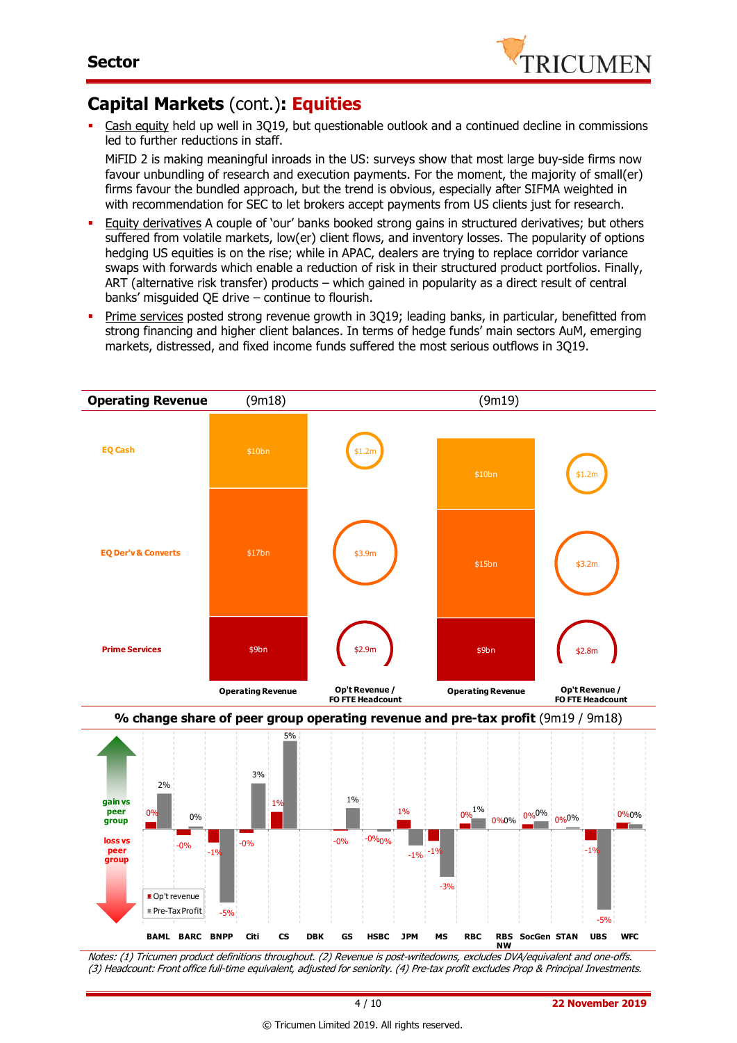## Capital Markets (cont.): Equities

- Cash equity held up well in 3Q19, but questionable outlook and a continued decline in commissions led to further reductions in staff.

  MiFID 2 is making meaningful inroads in the US: surveys show that most large buy-side firms now favour unbundling of research and execution payments. For the moment, the majority of small(er) firms favour the bundled approach, but the trend is obvious, especially after SIFMA weighted in with recommendation for SEC to let brokers accept payments from US clients just for research.
- Equity derivatives A couple of 'our' banks booked strong gains in structured derivatives; but others suffered from volatile markets, low(er) client flows, and inventory losses. The popularity of options hedging US equities is on the rise; while in APAC, dealers are trying to replace corridor variance swaps with forwards which enable a reduction of risk in their structured product portfolios. Finally, ART (alternative risk transfer) products – which gained in popularity as a direct result of central banks' misguided QE drive – continue to flourish.
- Prime services posted strong revenue growth in 3Q19; leading banks, in particular, benefitted from strong financing and higher client balances. In terms of hedge funds' main sectors AuM, emerging markets, distressed, and fixed income funds suffered the most serious outflows in 3Q19.

**Operating Revenue**

| | (9m18) Operating Revenue | (9m18) Op't Revenue / FO FTE Headcount | (9m19) Operating Revenue | (9m19) Op't Revenue / FO FTE Headcount |
|---|---|---|---|---|
| EQ Cash | $10bn | $1.2m | $10bn | $1.2m |
| EQ Der'v & Converts | $17bn | $3.9m | $15bn | $3.2m |
| Prime Services | $9bn | $2.9m | $9bn | $2.8m |

**% change share of peer group operating revenue and pre-tax profit** (9m19 / 9m18)

| | BAML | BARC | BNPP | Citi | CS | DBK | GS | HSBC | JPM | MS | RBC | RBS NW | SocGen | STAN | UBS | WFC |
|---|---|---|---|---|---|---|---|---|---|---|---|---|---|---|---|---|
| Op't revenue | 0% | -0% | -1% | -0% | 1% | | -0% | -0% | 1% | -1% | 0% | 0% | 0% | 0% | -1% | 0% |
| Pre-Tax Profit | 2% | 0% | -5% | 3% | 5% | | 1% | 0% | -1% | -3% | 1% | 0% | 0% | 0% | -5% | 0% |

*Notes: (1) Tricumen product definitions throughout. (2) Revenue is post-writedowns, excludes DVA/equivalent and one-offs. (3) Headcount: Front office full-time equivalent, adjusted for seniority. (4) Pre-tax profit excludes Prop & Principal Investments.*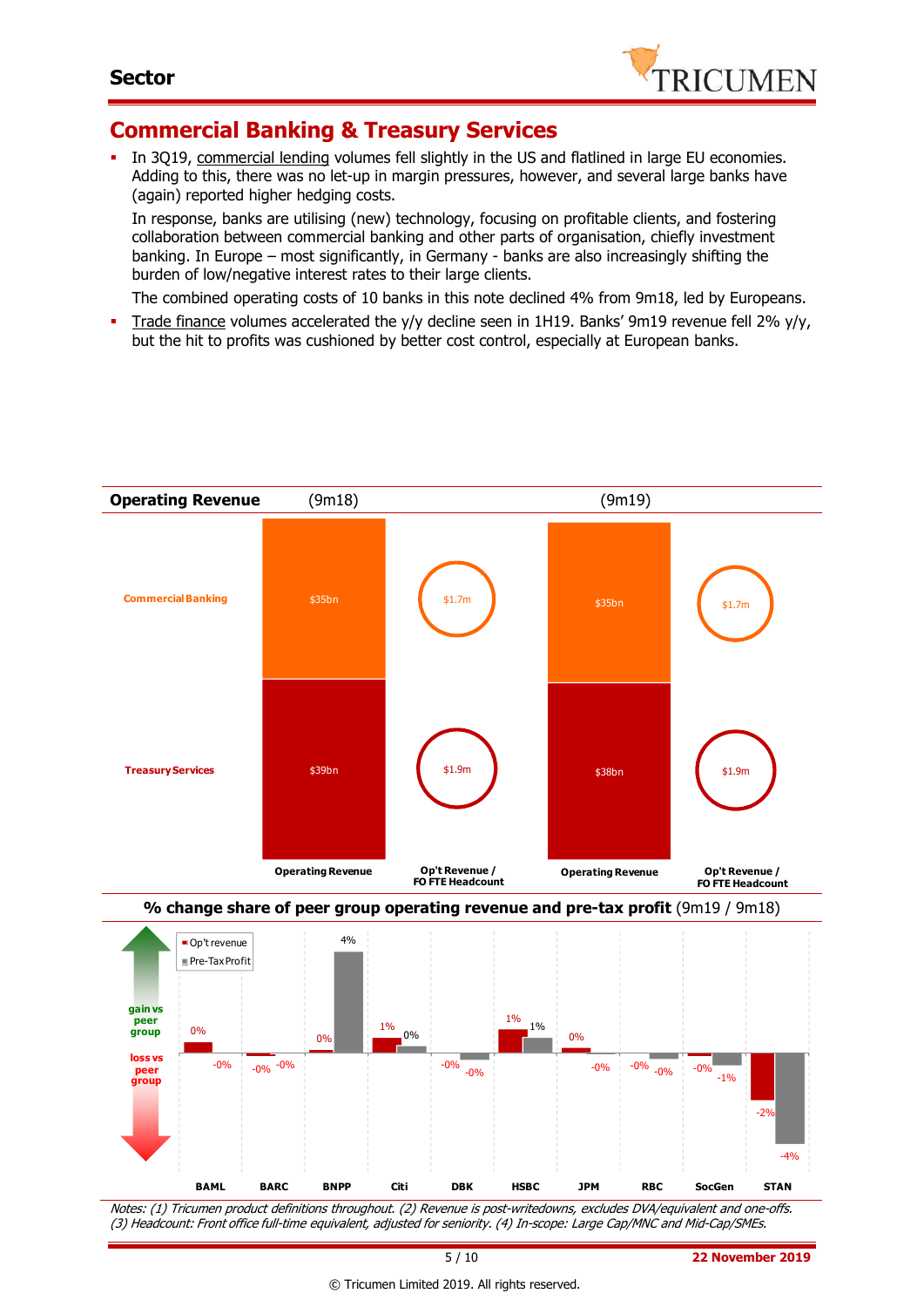# Commercial Banking & Treasury Services

- In 3Q19, commercial lending volumes fell slightly in the US and flatlined in large EU economies. Adding to this, there was no let-up in margin pressures, however, and several large banks have (again) reported higher hedging costs.

  In response, banks are utilising (new) technology, focusing on profitable clients, and fostering collaboration between commercial banking and other parts of organisation, chiefly investment banking. In Europe – most significantly, in Germany - banks are also increasingly shifting the burden of low/negative interest rates to their large clients.

  The combined operating costs of 10 banks in this note declined 4% from 9m18, led by Europeans.

- Trade finance volumes accelerated the y/y decline seen in 1H19. Banks' 9m19 revenue fell 2% y/y, but the hit to profits was cushioned by better cost control, especially at European banks.

**Operating Revenue**

| | (9m18) Operating Revenue | (9m18) Op't Revenue / FO FTE Headcount | (9m19) Operating Revenue | (9m19) Op't Revenue / FO FTE Headcount |
|---|---|---|---|---|
| Commercial Banking | $35bn | $1.7m | $35bn | $1.7m |
| Treasury Services | $39bn | $1.9m | $38bn | $1.9m |

**% change share of peer group operating revenue and pre-tax profit** (9m19 / 9m18)

| | BAML | BARC | BNPP | Citi | DBK | HSBC | JPM | RBC | SocGen | STAN |
|---|---|---|---|---|---|---|---|---|---|---|
| Op't revenue | 0% | -0% | 0% | 1% | -0% | 1% | 0% | -0% | -0% | -2% |
| Pre-Tax Profit | -0% | -0% | 4% | 0% | -0% | 1% | -0% | -0% | -1% | -4% |

*Notes: (1) Tricumen product definitions throughout. (2) Revenue is post-writedowns, excludes DVA/equivalent and one-offs. (3) Headcount: Front office full-time equivalent, adjusted for seniority. (4) In-scope: Large Cap/MNC and Mid-Cap/SMEs.*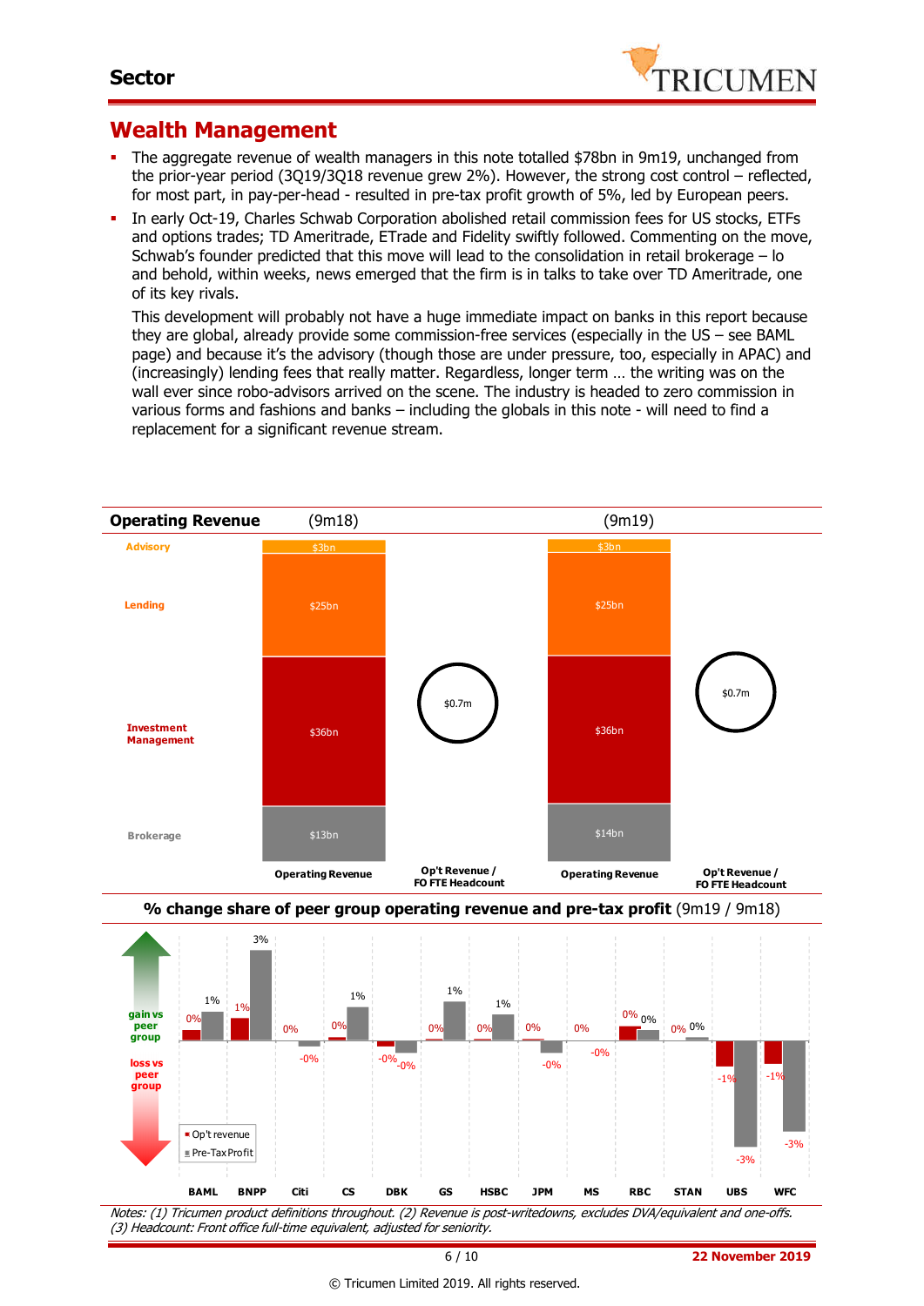## Sector

# Wealth Management

- The aggregate revenue of wealth managers in this note totalled $78bn in 9m19, unchanged from the prior-year period (3Q19/3Q18 revenue grew 2%). However, the strong cost control – reflected, for most part, in pay-per-head - resulted in pre-tax profit growth of 5%, led by European peers.
- In early Oct-19, Charles Schwab Corporation abolished retail commission fees for US stocks, ETFs and options trades; TD Ameritrade, ETrade and Fidelity swiftly followed. Commenting on the move, Schwab's founder predicted that this move will lead to the consolidation in retail brokerage – lo and behold, within weeks, news emerged that the firm is in talks to take over TD Ameritrade, one of its key rivals.

  This development will probably not have a huge immediate impact on banks in this report because they are global, already provide some commission-free services (especially in the US – see BAML page) and because it's the advisory (though those are under pressure, too, especially in APAC) and (increasingly) lending fees that really matter. Regardless, longer term … the writing was on the wall ever since robo-advisors arrived on the scene. The industry is headed to zero commission in various forms and fashions and banks – including the globals in this note - will need to find a replacement for a significant revenue stream.

**Operating Revenue**

| | Operating Revenue (9m18) | Op't Revenue / FO FTE Headcount (9m18) | Operating Revenue (9m19) | Op't Revenue / FO FTE Headcount (9m19) |
|---|---|---|---|---|
| Advisory | $3bn | | $3bn | |
| Lending | $25bn | | $25bn | |
| Investment Management | $36bn | | $36bn | |
| Brokerage | $13bn | | $14bn | |
| Total | | $0.7m | | $0.7m |

**% change share of peer group operating revenue and pre-tax profit** (9m19 / 9m18)

| | BAML | BNPP | Citi | CS | DBK | GS | HSBC | JPM | MS | RBC | STAN | UBS | WFC |
|---|---|---|---|---|---|---|---|---|---|---|---|---|---|
| Op't revenue | 0% | 1% | 0% | 0% | -0% | 0% | 0% | 0% | 0% | 0% | 0% | -1% | -1% |
| Pre-Tax Profit | 1% | 3% | -0% | 1% | -0% | 1% | 1% | -0% | -0% | 0% | 0% | -3% | -3% |

Notes: (1) Tricumen product definitions throughout. (2) Revenue is post-writedowns, excludes DVA/equivalent and one-offs. (3) Headcount: Front office full-time equivalent, adjusted for seniority.

22 November 2019

© Tricumen Limited 2019. All rights reserved.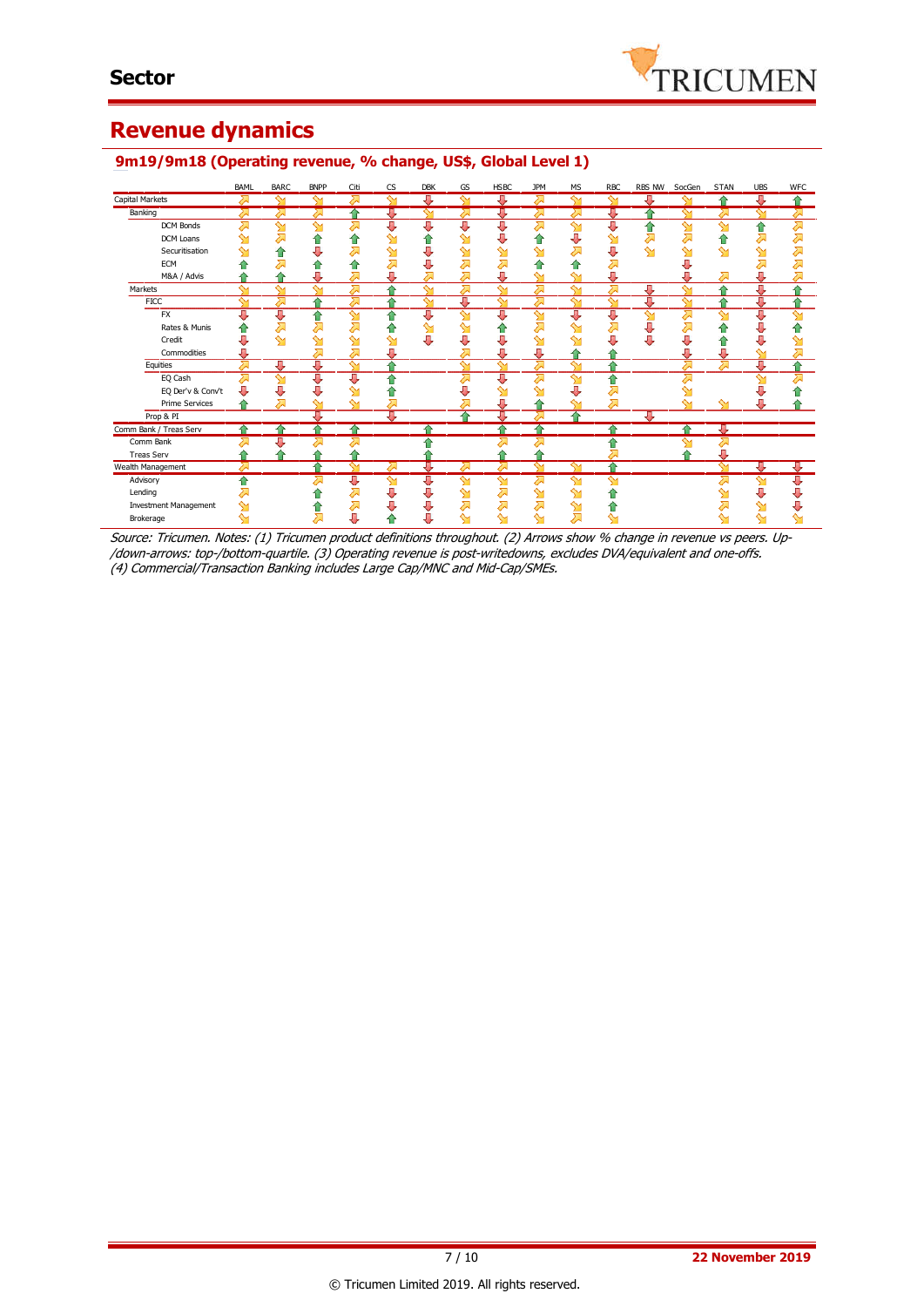# Sector

## Revenue dynamics

### 9m19/9m18 (Operating revenue, % change, US$, Global Level 1)

| | BAML | BARC | BNPP | Citi | CS | DBK | GS | HSBC | JPM | MS | RBC | RBS NW | SocGen | STAN | UBS | WFC |
|---|---|---|---|---|---|---|---|---|---|---|---|---|---|---|---|---|
| Capital Markets | ↗ | ↘ | ↘ | ↗ | ↘ | ↓ | ↘ | ↓ | ↗ | ↘ | ↘ | ↓ | ↘ | ↑ | ↓ | ↑ |
| Banking | ↗ | ↗ | ↗ | ↑ | ↓ | ↘ | ↗ | ↓ | ↗ | ↗ | ↓ | ↑ | ↘ | ↗ | ↘ | ↗ |
| DCM Bonds | ↗ | ↘ | ↘ | ↗ | ↓ | ↓ | ↓ | ↓ | ↗ | ↘ | ↓ | ↑ | ↘ | ↘ | ↑ | ↗ |
| DCM Loans | ↘ | ↗ | ↑ | ↑ | ↘ | ↑ | ↘ | ↓ | ↑ | ↓ | ↘ | ↗ | ↗ | ↑ | ↗ | ↗ |
| Securitisation | ↘ | ↑ | ↓ | ↗ | ↘ | ↓ | ↘ | ↘ | ↘ | ↗ | ↓ | ↘ | ↘ | ↘ | ↘ | ↗ |
| ECM | ↑ | ↗ | ↑ | ↑ | ↗ | ↓ | ↗ | ↗ | ↑ | ↑ | ↗ | | ↓ | | ↗ | ↗ |
| M&A / Advis | ↑ | ↑ | ↓ | ↗ | ↓ | ↗ | ↗ | ↓ | ↘ | ↘ | ↓ | | ↓ | ↗ | ↓ | ↗ |
| Markets | ↘ | ↘ | ↘ | ↗ | ↑ | ↘ | ↗ | ↘ | ↗ | ↘ | ↗ | ↓ | ↘ | ↑ | ↓ | ↑ |
| FICC | ↘ | ↗ | ↑ | ↗ | ↑ | ↘ | ↓ | ↘ | ↗ | ↘ | ↘ | ↓ | ↘ | ↑ | ↓ | ↑ |
| FX | ↓ | ↓ | ↑ | ↘ | ↑ | ↓ | ↘ | ↓ | ↘ | ↓ | ↓ | ↘ | ↗ | ↘ | ↓ | ↘ |
| Rates & Munis | ↑ | ↗ | ↗ | ↗ | ↑ | ↘ | ↘ | ↑ | ↗ | ↘ | ↗ | ↓ | ↗ | ↑ | ↓ | ↑ |
| Credit | ↓ | ↘ | ↘ | ↘ | ↘ | ↓ | ↓ | ↓ | ↘ | ↘ | ↓ | ↓ | ↓ | ↑ | ↓ | ↘ |
| Commodities | ↓ | | ↗ | ↗ | ↓ | | ↗ | ↓ | ↓ | ↑ | ↑ | | ↓ | ↓ | ↘ | ↗ |
| Equities | ↗ | ↓ | ↓ | ↘ | ↑ | | ↘ | ↘ | ↗ | ↘ | ↑ | | ↗ | ↗ | ↓ | ↑ |
| EQ Cash | ↗ | ↘ | ↓ | ↓ | ↑ | | ↗ | ↓ | ↗ | ↘ | ↑ | | ↗ | | ↘ | ↗ |
| EQ Der'v & Conv't | ↓ | ↓ | ↓ | ↘ | ↑ | | ↓ | ↘ | ↘ | ↓ | ↗ | | ↘ | | ↓ | ↑ |
| Prime Services | ↑ | ↗ | ↘ | ↘ | ↗ | | ↗ | ↓ | ↑ | ↘ | ↗ | | ↘ | ↘ | ↓ | ↑ |
| Prop & PI | | | ↓ | | ↓ | | ↑ | ↓ | ↗ | ↑ | | ↓ | | | | |
| Comm Bank / Treas Serv | ↑ | ↑ | ↑ | ↑ | | ↑ | | ↑ | ↑ | | ↑ | | ↑ | ↓ | | |
| Comm Bank | ↗ | ↓ | ↗ | ↗ | | ↑ | | ↗ | ↗ | | ↑ | | ↘ | ↗ | | |
| Treas Serv | ↑ | ↑ | ↑ | ↑ | | ↑ | | ↑ | ↑ | | ↗ | | ↑ | ↓ | | |
| Wealth Management | ↗ | | ↑ | ↘ | ↗ | ↓ | ↗ | ↗ | ↘ | ↘ | ↑ | | | ↘ | ↓ | ↓ |
| Advisory | ↑ | | ↗ | ↓ | ↘ | ↓ | ↘ | ↘ | ↗ | ↘ | ↘ | | | ↗ | ↘ | ↓ |
| Lending | ↗ | | ↑ | ↗ | ↓ | ↓ | ↘ | ↗ | ↘ | ↘ | ↑ | | | ↘ | ↓ | ↓ |
| Investment Management | ↘ | | ↑ | ↗ | ↓ | ↓ | ↗ | ↗ | ↗ | ↘ | ↑ | | | ↗ | ↘ | ↓ |
| Brokerage | ↘ | | ↗ | ↓ | ↑ | ↓ | ↘ | ↘ | ↘ | ↗ | ↘ | | | ↘ | ↘ | ↘ |

*Source: Tricumen. Notes: (1) Tricumen product definitions throughout. (2) Arrows show % change in revenue vs peers. Up-/down-arrows: top-/bottom-quartile. (3) Operating revenue is post-writedowns, excludes DVA/equivalent and one-offs. (4) Commercial/Transaction Banking includes Large Cap/MNC and Mid-Cap/SMEs.*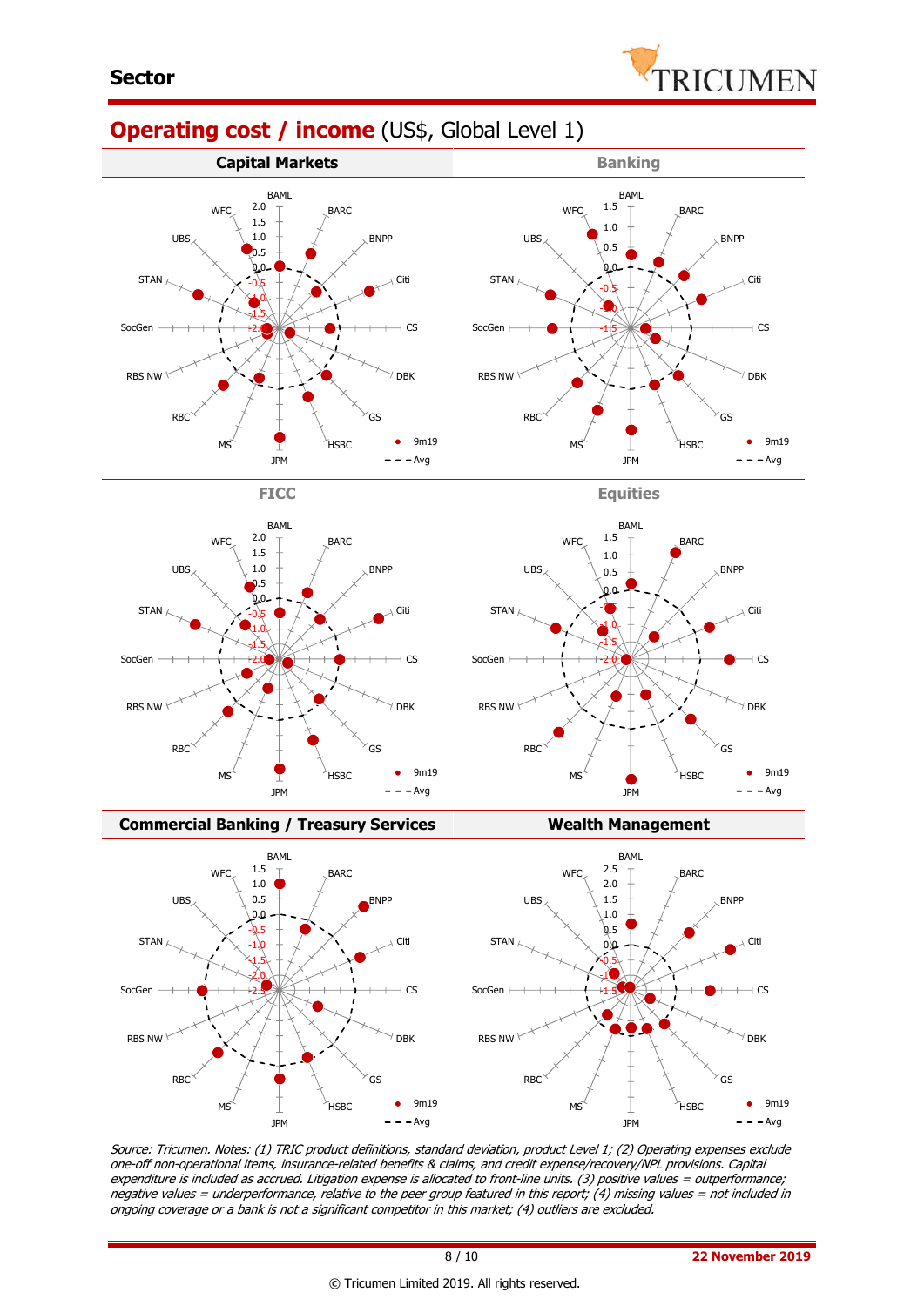## Operating cost / income (US$, Global Level 1)

### Capital Markets

BAML, BARC, BNPP, Citi, CS, DBK, GS, HSBC, JPM, MS, RBC, RBS NW, SocGen, STAN, UBS, WFC

2.0, 1.5, 1.0, 0.5, 0.0, -0.5, -1.0, -1.5, -2.0

● 9m19
- - - Avg

### Banking

BAML, BARC, BNPP, Citi, CS, DBK, GS, HSBC, JPM, MS, RBC, RBS NW, SocGen, STAN, UBS, WFC

1.5, 1.0, 0.5, 0.0, -0.5, -1.0, -1.5

● 9m19
- - - Avg

### FICC

BAML, BARC, BNPP, Citi, CS, DBK, GS, HSBC, JPM, MS, RBC, RBS NW, SocGen, STAN, UBS, WFC

2.0, 1.5, 1.0, 0.5, 0.0, -0.5, -1.0, -1.5, -2.0

● 9m19
- - - Avg

### Equities

BAML, BARC, BNPP, Citi, CS, DBK, GS, HSBC, JPM, MS, RBC, RBS NW, SocGen, STAN, UBS, WFC

1.5, 1.0, 0.5, 0.0, -0.5, -1.0, -1.5, -2.0

● 9m19
- - - Avg

### Commercial Banking / Treasury Services

BAML, BARC, BNPP, Citi, CS, DBK, GS, HSBC, JPM, MS, RBC, RBS NW, SocGen, STAN, UBS, WFC

1.5, 1.0, 0.5, 0.0, -0.5, -1.0, -1.5, -2.0, -2.5

● 9m19
- - - Avg

### Wealth Management

BAML, BARC, BNPP, Citi, CS, DBK, GS, HSBC, JPM, MS, RBC, RBS NW, SocGen, STAN, UBS, WFC

2.5, 2.0, 1.5, 1.0, 0.5, 0.0, -0.5, -1.0, -1.5

● 9m19
- - - Avg

*Source: Tricumen. Notes: (1) TRIC product definitions, standard deviation, product Level 1; (2) Operating expenses exclude one-off non-operational items, insurance-related benefits & claims, and credit expense/recovery/NPL provisions. Capital expenditure is included as accrued. Litigation expense is allocated to front-line units. (3) positive values = outperformance; negative values = underperformance, relative to the peer group featured in this report; (4) missing values = not included in ongoing coverage or a bank is not a significant competitor in this market; (4) outliers are excluded.*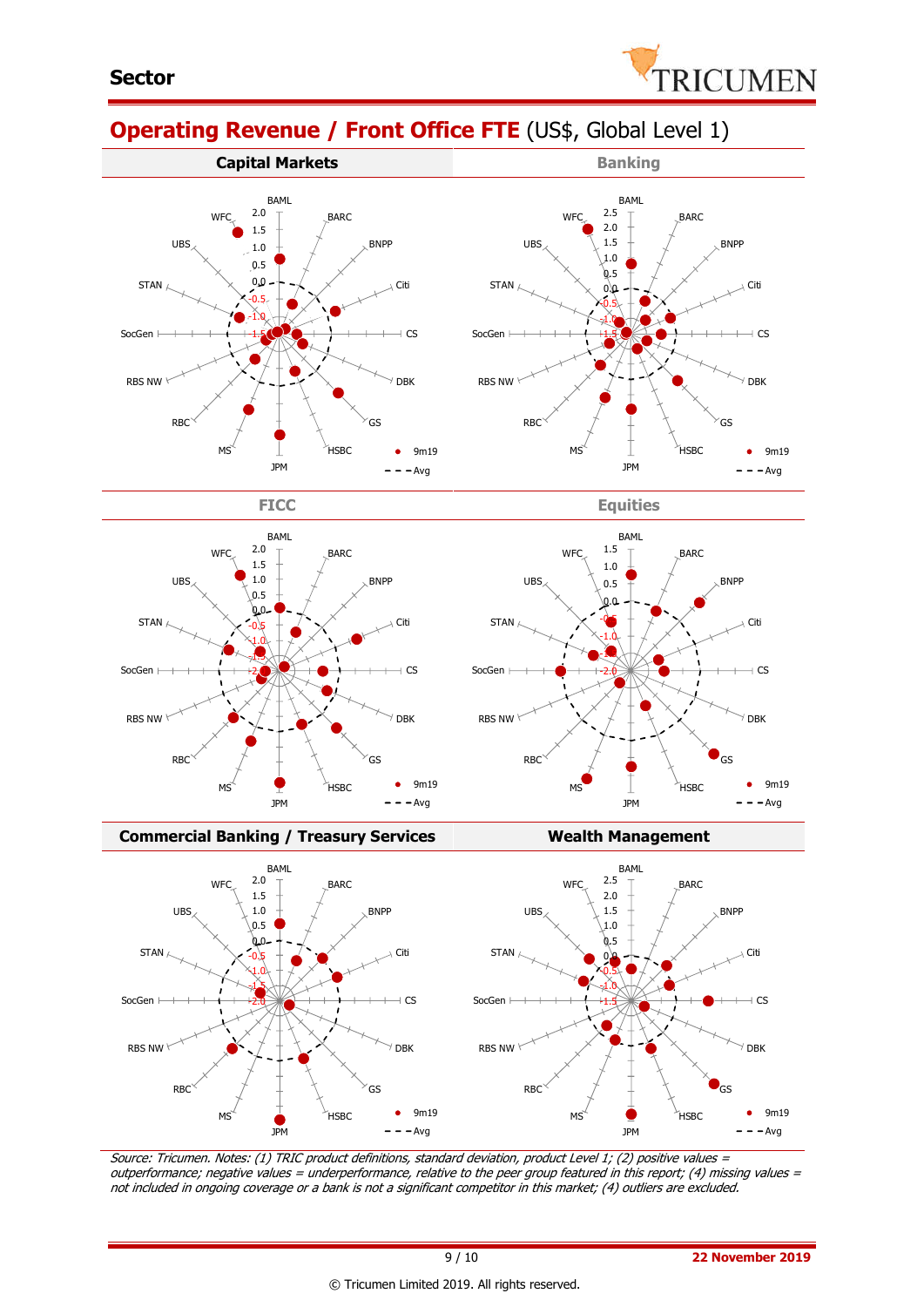## Operating Revenue / Front Office FTE (US$, Global Level 1)

**Capital Markets**

BAML, BARC, BNPP, Citi, CS, DBK, GS, HSBC, JPM, MS, RBC, RBS NW, SocGen, STAN, UBS, WFC

• 9m19 - - - Avg

**Banking**

BAML, BARC, BNPP, Citi, CS, DBK, GS, HSBC, JPM, MS, RBC, RBS NW, SocGen, STAN, UBS, WFC

• 9m19 - - - Avg

**FICC**

BAML, BARC, BNPP, Citi, CS, DBK, GS, HSBC, JPM, MS, RBC, RBS NW, SocGen, STAN, UBS, WFC

• 9m19 - - - Avg

**Equities**

BAML, BARC, BNPP, Citi, CS, DBK, GS, HSBC, JPM, MS, RBC, RBS NW, SocGen, STAN, UBS, WFC

• 9m19 - - - Avg

**Commercial Banking / Treasury Services**

BAML, BARC, BNPP, Citi, CS, DBK, GS, HSBC, JPM, MS, RBC, RBS NW, SocGen, STAN, UBS, WFC

• 9m19 - - - Avg

**Wealth Management**

BAML, BARC, BNPP, Citi, CS, DBK, GS, HSBC, JPM, MS, RBC, RBS NW, SocGen, STAN, UBS, WFC

• 9m19 - - - Avg

*Source: Tricumen. Notes: (1) TRIC product definitions, standard deviation, product Level 1; (2) positive values = outperformance; negative values = underperformance, relative to the peer group featured in this report; (4) missing values = not included in ongoing coverage or a bank is not a significant competitor in this market; (4) outliers are excluded.*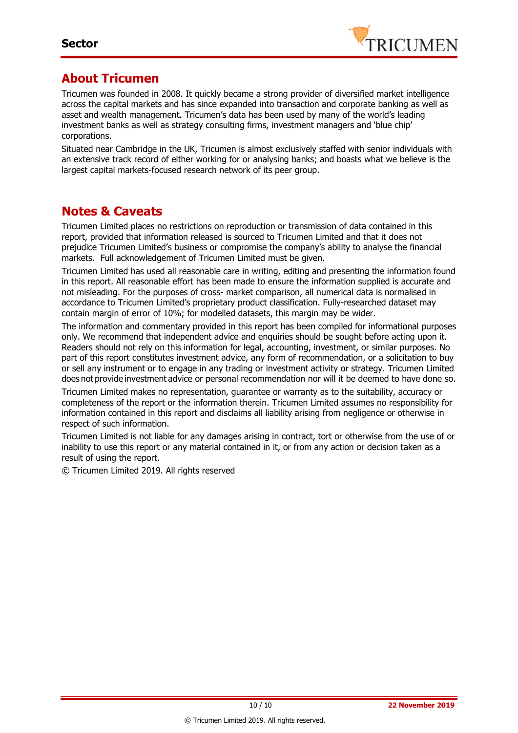## About Tricumen

Tricumen was founded in 2008. It quickly became a strong provider of diversified market intelligence across the capital markets and has since expanded into transaction and corporate banking as well as asset and wealth management. Tricumen's data has been used by many of the world's leading investment banks as well as strategy consulting firms, investment managers and 'blue chip' corporations.

Situated near Cambridge in the UK, Tricumen is almost exclusively staffed with senior individuals with an extensive track record of either working for or analysing banks; and boasts what we believe is the largest capital markets-focused research network of its peer group.

## Notes & Caveats

Tricumen Limited places no restrictions on reproduction or transmission of data contained in this report, provided that information released is sourced to Tricumen Limited and that it does not prejudice Tricumen Limited's business or compromise the company's ability to analyse the financial markets. Full acknowledgement of Tricumen Limited must be given.

Tricumen Limited has used all reasonable care in writing, editing and presenting the information found in this report. All reasonable effort has been made to ensure the information supplied is accurate and not misleading. For the purposes of cross- market comparison, all numerical data is normalised in accordance to Tricumen Limited's proprietary product classification. Fully-researched dataset may contain margin of error of 10%; for modelled datasets, this margin may be wider.

The information and commentary provided in this report has been compiled for informational purposes only. We recommend that independent advice and enquiries should be sought before acting upon it. Readers should not rely on this information for legal, accounting, investment, or similar purposes. No part of this report constitutes investment advice, any form of recommendation, or a solicitation to buy or sell any instrument or to engage in any trading or investment activity or strategy. Tricumen Limited does not provide investment advice or personal recommendation nor will it be deemed to have done so.

Tricumen Limited makes no representation, guarantee or warranty as to the suitability, accuracy or completeness of the report or the information therein. Tricumen Limited assumes no responsibility for information contained in this report and disclaims all liability arising from negligence or otherwise in respect of such information.

Tricumen Limited is not liable for any damages arising in contract, tort or otherwise from the use of or inability to use this report or any material contained in it, or from any action or decision taken as a result of using the report.

© Tricumen Limited 2019. All rights reserved